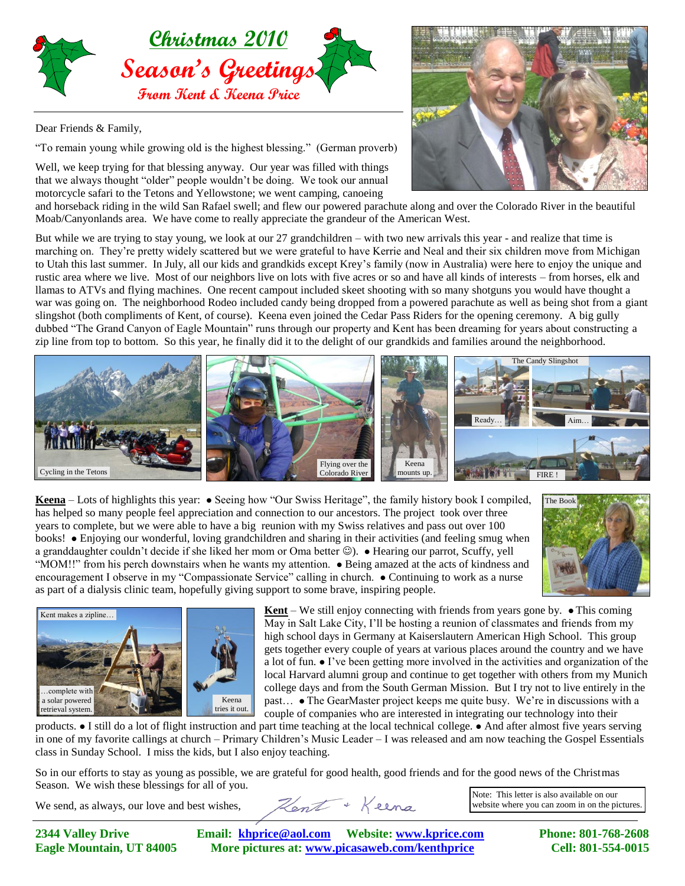# Christmas 2010

# Season's Greetings

### From Kent & Keena Price

Dear Friends & Family,

"To remain young while growing old is the highest blessing." (German proverb)

Well, we keep trying for that blessing anyway. Our year was filled with things that we always thought "older" people wouldn't be doing. We took our annual motorcycle safari to the Tetons and Yellowstone; we went camping, canoeing and horseback riding in the wild San Rafael swell; and flew our powered parachute along and over the Colorado River in the beautiful Moab/Canyonlands area. We have come to really appreciate the grandeur of the American West.

But while we are trying to stay young, we look at our 27 grandchildren – with two new arrivals this year - and realize that time is marching on. They're pretty widely scattered but we were grateful to have Kerrie and Neal and their six children move from Michigan to Utah this last summer. In July, all our kids and grandkids except Krey's family (now in Australia) were here to enjoy the unique and rustic area where we live. Most of our neighbors live on lots with five acres or so and have all kinds of interests – from horses, elk and llamas to ATVs and flying machines. One recent campout included skeet shooting with so many shotguns you would have thought a war was going on. The neighborhood Rodeo included candy being dropped from a powered parachute as well as being shot from a giant slingshot (both compliments of Kent, of course). Keena even joined the Cedar Pass Riders for the opening ceremony. A big gully dubbed "The Grand Canyon of Eagle Mountain" runs through our property and Kent has been dreaming for years about constructing a zip line from top to bottom. So this year, he finally did it to the delight of our grandkids and families around the neighborhood.

Cycling in the Tetons

Flying over the Colorado River

Keena mounts up.

The Candy Slingshot — Ready… Aim… FIRE !

**Keena** – Lots of highlights this year: • Seeing how "Our Swiss Heritage", the family history book I compiled, has helped so many people feel appreciation and connection to our ancestors. The project took over three years to complete, but we were able to have a big reunion with my Swiss relatives and pass out over 100 books! • Enjoying our wonderful, loving grandchildren and sharing in their activities (and feeling smug when a granddaughter couldn't decide if she liked her mom or Oma better ☺). • Hearing our parrot, Scuffy, yell "MOM!!" from his perch downstairs when he wants my attention. • Being amazed at the acts of kindness and encouragement I observe in my "Compassionate Service" calling in church. • Continuing to work as a nurse as part of a dialysis clinic team, hopefully giving support to some brave, inspiring people.

The Book

Kent makes a zipline… …complete with a solar powered retrieval system.

Keena tries it out.

**Kent** – We still enjoy connecting with friends from years gone by. • This coming May in Salt Lake City, I'll be hosting a reunion of classmates and friends from my high school days in Germany at Kaiserslautern American High School. This group gets together every couple of years at various places around the country and we have a lot of fun. • I've been getting more involved in the activities and organization of the local Harvard alumni group and continue to get together with others from my Munich college days and from the South German Mission. But I try not to live entirely in the past… • The GearMaster project keeps me quite busy. We're in discussions with a couple of companies who are interested in integrating our technology into their products. • I still do a lot of flight instruction and part time teaching at the local technical college. • And after almost five years serving in one of my favorite callings at church – Primary Children's Music Leader – I was released and am now teaching the Gospel Essentials class in Sunday School. I miss the kids, but I also enjoy teaching.

So in our efforts to stay as young as possible, we are grateful for good health, good friends and for the good news of the Christmas Season. We wish these blessings for all of you.

We send, as always, our love and best wishes, Kent + Keena

Note: This letter is also available on our website where you can zoom in on the pictures.

**2344 Valley Drive**
**Eagle Mountain, UT 84005**

**Email: khprice@aol.com Website: www.kprice.com**
**More pictures at: www.picasaweb.com/kenthprice**

**Phone: 801-768-2608**
**Cell: 801-554-0015**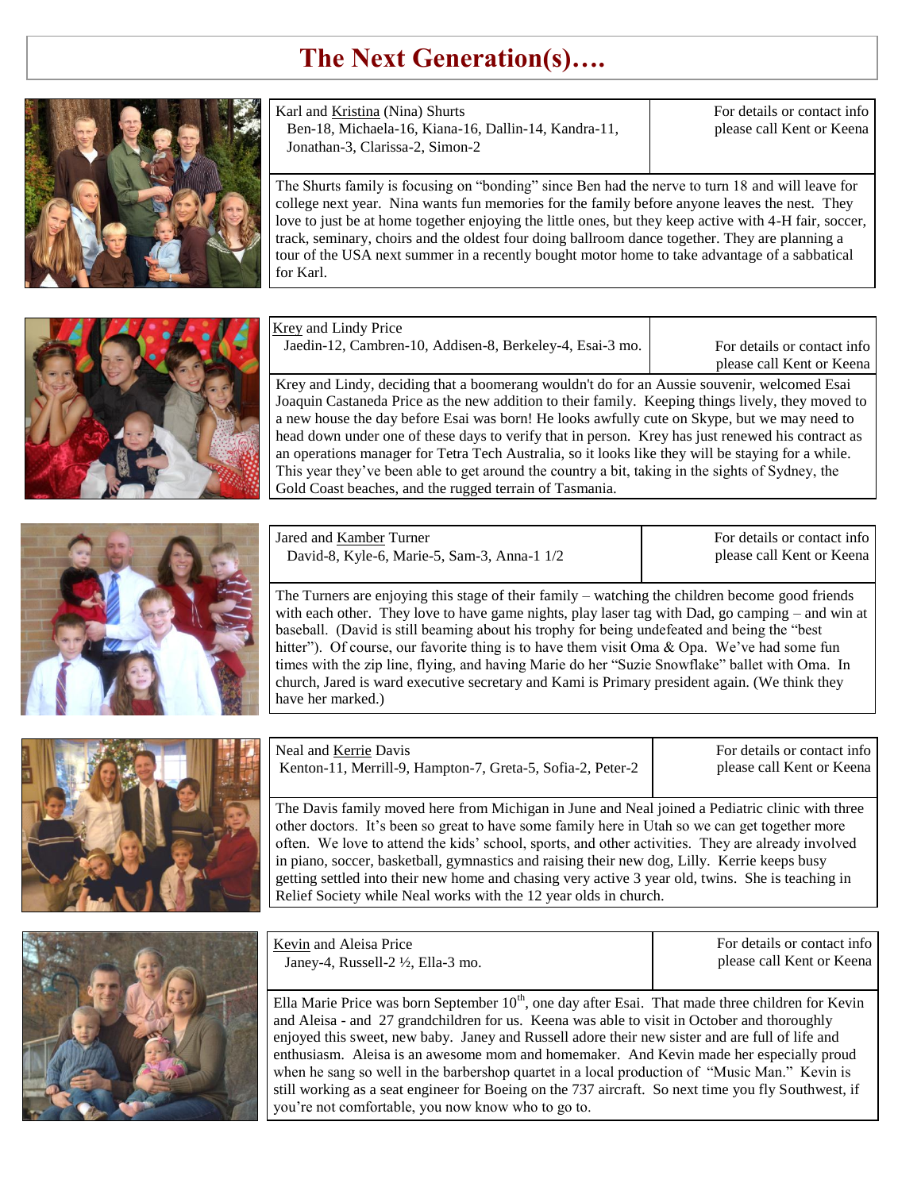# The Next Generation(s)….

Karl and Kristina (Nina) Shurts
Ben-18, Michaela-16, Kiana-16, Dallin-14, Kandra-11, Jonathan-3, Clarissa-2, Simon-2

For details or contact info please call Kent or Keena

The Shurts family is focusing on "bonding" since Ben had the nerve to turn 18 and will leave for college next year. Nina wants fun memories for the family before anyone leaves the nest. They love to just be at home together enjoying the little ones, but they keep active with 4-H fair, soccer, track, seminary, choirs and the oldest four doing ballroom dance together. They are planning a tour of the USA next summer in a recently bought motor home to take advantage of a sabbatical for Karl.

Krey and Lindy Price
Jaedin-12, Cambren-10, Addisen-8, Berkeley-4, Esai-3 mo.

For details or contact info please call Kent or Keena

Krey and Lindy, deciding that a boomerang wouldn't do for an Aussie souvenir, welcomed Esai Joaquin Castaneda Price as the new addition to their family. Keeping things lively, they moved to a new house the day before Esai was born! He looks awfully cute on Skype, but we may need to head down under one of these days to verify that in person. Krey has just renewed his contract as an operations manager for Tetra Tech Australia, so it looks like they will be staying for a while. This year they've been able to get around the country a bit, taking in the sights of Sydney, the Gold Coast beaches, and the rugged terrain of Tasmania.

Jared and Kamber Turner
David-8, Kyle-6, Marie-5, Sam-3, Anna-1 1/2

For details or contact info please call Kent or Keena

The Turners are enjoying this stage of their family – watching the children become good friends with each other. They love to have game nights, play laser tag with Dad, go camping – and win at baseball. (David is still beaming about his trophy for being undefeated and being the "best hitter"). Of course, our favorite thing is to have them visit Oma & Opa. We've had some fun times with the zip line, flying, and having Marie do her "Suzie Snowflake" ballet with Oma. In church, Jared is ward executive secretary and Kami is Primary president again. (We think they have her marked.)

Neal and Kerrie Davis
Kenton-11, Merrill-9, Hampton-7, Greta-5, Sofia-2, Peter-2

For details or contact info please call Kent or Keena

The Davis family moved here from Michigan in June and Neal joined a Pediatric clinic with three other doctors. It's been so great to have some family here in Utah so we can get together more often. We love to attend the kids' school, sports, and other activities. They are already involved in piano, soccer, basketball, gymnastics and raising their new dog, Lilly. Kerrie keeps busy getting settled into their new home and chasing very active 3 year old, twins. She is teaching in Relief Society while Neal works with the 12 year olds in church.

Kevin and Aleisa Price
Janey-4, Russell-2 ½, Ella-3 mo.

For details or contact info please call Kent or Keena

Ella Marie Price was born September 10th, one day after Esai. That made three children for Kevin and Aleisa - and 27 grandchildren for us. Keena was able to visit in October and thoroughly enjoyed this sweet, new baby. Janey and Russell adore their new sister and are full of life and enthusiasm. Aleisa is an awesome mom and homemaker. And Kevin made her especially proud when he sang so well in the barbershop quartet in a local production of "Music Man." Kevin is still working as a seat engineer for Boeing on the 737 aircraft. So next time you fly Southwest, if you're not comfortable, you now know who to go to.